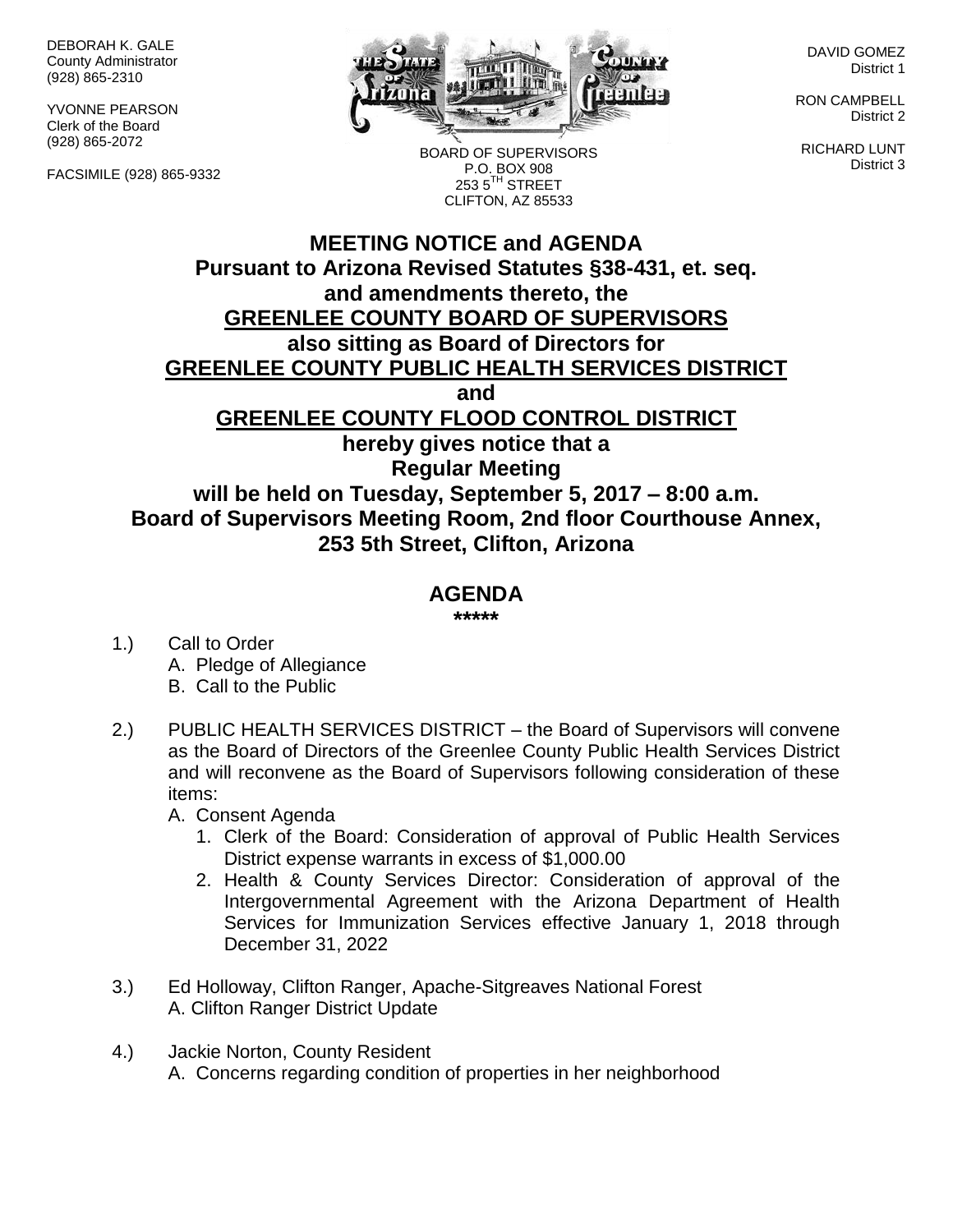DEBORAH K. GALE
County Administrator
(928) 865-2310

YVONNE PEARSON
Clerk of the Board
(928) 865-2072

FACSIMILE (928) 865-9332

BOARD OF SUPERVISORS
P.O. BOX 908
253 5TH STREET
CLIFTON, AZ 85533

DAVID GOMEZ
District 1

RON CAMPBELL
District 2

RICHARD LUNT
District 3

# MEETING NOTICE and AGENDA

**Pursuant to Arizona Revised Statutes §38-431, et. seq. and amendments thereto, the**

**GREENLEE COUNTY BOARD OF SUPERVISORS**

**also sitting as Board of Directors for**

**GREENLEE COUNTY PUBLIC HEALTH SERVICES DISTRICT**

**and**

**GREENLEE COUNTY FLOOD CONTROL DISTRICT**

**hereby gives notice that a**

**Regular Meeting**

**will be held on Tuesday, September 5, 2017 – 8:00 a.m.**
**Board of Supervisors Meeting Room, 2nd floor Courthouse Annex, 253 5th Street, Clifton, Arizona**

## AGENDA

**\*\*\*\*\***

1.) Call to Order
   A. Pledge of Allegiance
   B. Call to the Public

2.) PUBLIC HEALTH SERVICES DISTRICT – the Board of Supervisors will convene as the Board of Directors of the Greenlee County Public Health Services District and will reconvene as the Board of Supervisors following consideration of these items:
   A. Consent Agenda
      1. Clerk of the Board: Consideration of approval of Public Health Services District expense warrants in excess of $1,000.00
      2. Health & County Services Director: Consideration of approval of the Intergovernmental Agreement with the Arizona Department of Health Services for Immunization Services effective January 1, 2018 through December 31, 2022

3.) Ed Holloway, Clifton Ranger, Apache-Sitgreaves National Forest
   A. Clifton Ranger District Update

4.) Jackie Norton, County Resident
   A. Concerns regarding condition of properties in her neighborhood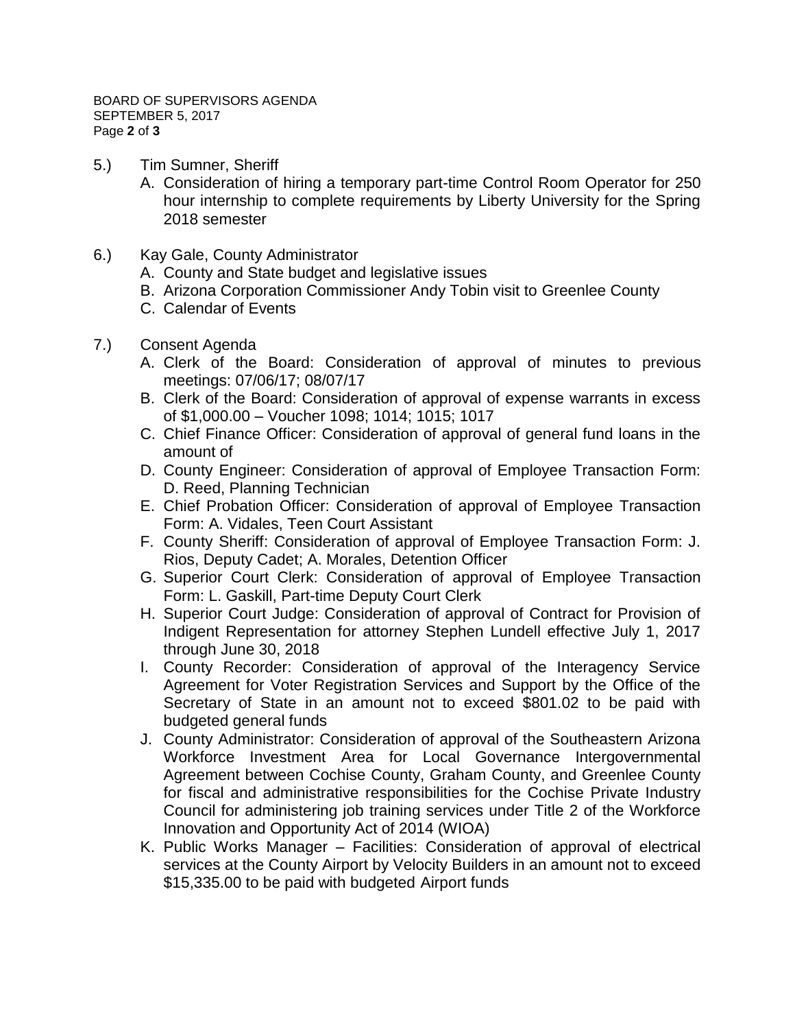5.) Tim Sumner, Sheriff

   A. Consideration of hiring a temporary part-time Control Room Operator for 250 hour internship to complete requirements by Liberty University for the Spring 2018 semester

6.) Kay Gale, County Administrator

   A. County and State budget and legislative issues
   B. Arizona Corporation Commissioner Andy Tobin visit to Greenlee County
   C. Calendar of Events

7.) Consent Agenda

   A. Clerk of the Board: Consideration of approval of minutes to previous meetings: 07/06/17; 08/07/17
   B. Clerk of the Board: Consideration of approval of expense warrants in excess of $1,000.00 – Voucher 1098; 1014; 1015; 1017
   C. Chief Finance Officer: Consideration of approval of general fund loans in the amount of
   D. County Engineer: Consideration of approval of Employee Transaction Form: D. Reed, Planning Technician
   E. Chief Probation Officer: Consideration of approval of Employee Transaction Form: A. Vidales, Teen Court Assistant
   F. County Sheriff: Consideration of approval of Employee Transaction Form: J. Rios, Deputy Cadet; A. Morales, Detention Officer
   G. Superior Court Clerk: Consideration of approval of Employee Transaction Form: L. Gaskill, Part-time Deputy Court Clerk
   H. Superior Court Judge: Consideration of approval of Contract for Provision of Indigent Representation for attorney Stephen Lundell effective July 1, 2017 through June 30, 2018
   I. County Recorder: Consideration of approval of the Interagency Service Agreement for Voter Registration Services and Support by the Office of the Secretary of State in an amount not to exceed $801.02 to be paid with budgeted general funds
   J. County Administrator: Consideration of approval of the Southeastern Arizona Workforce Investment Area for Local Governance Intergovernmental Agreement between Cochise County, Graham County, and Greenlee County for fiscal and administrative responsibilities for the Cochise Private Industry Council for administering job training services under Title 2 of the Workforce Innovation and Opportunity Act of 2014 (WIOA)
   K. Public Works Manager – Facilities: Consideration of approval of electrical services at the County Airport by Velocity Builders in an amount not to exceed $15,335.00 to be paid with budgeted Airport funds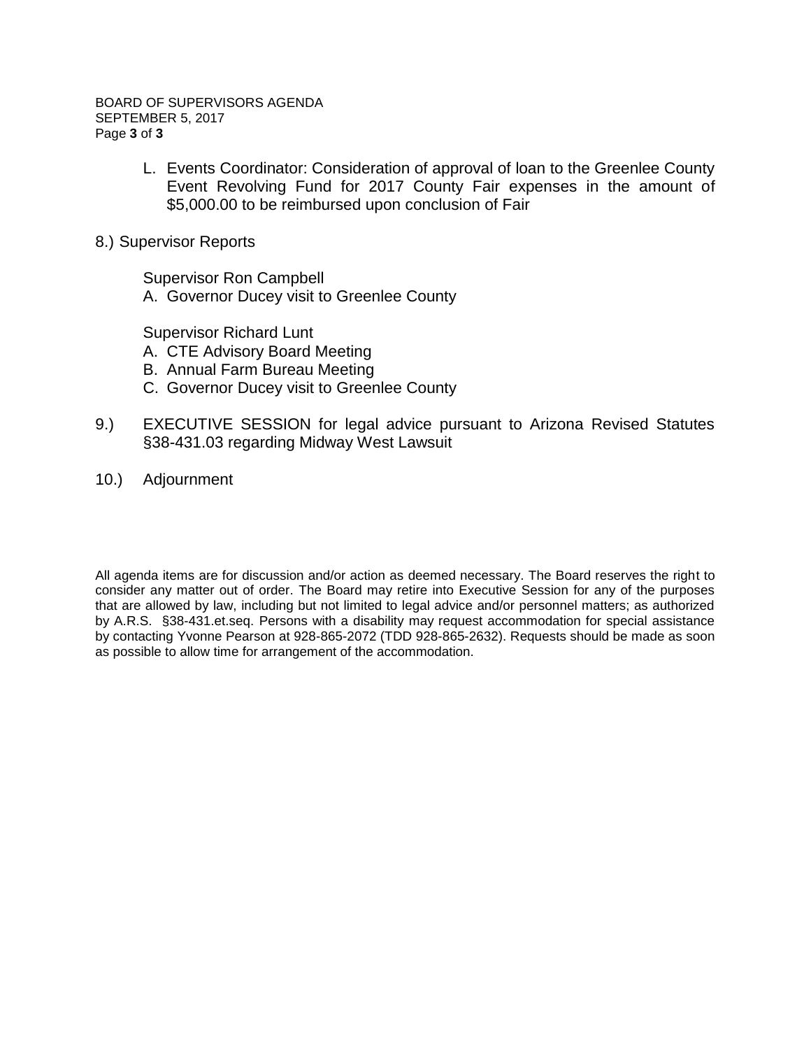L. Events Coordinator: Consideration of approval of loan to the Greenlee County Event Revolving Fund for 2017 County Fair expenses in the amount of $5,000.00 to be reimbursed upon conclusion of Fair

8.) Supervisor Reports

Supervisor Ron Campbell

A. Governor Ducey visit to Greenlee County

Supervisor Richard Lunt

A. CTE Advisory Board Meeting
B. Annual Farm Bureau Meeting
C. Governor Ducey visit to Greenlee County

9.) EXECUTIVE SESSION for legal advice pursuant to Arizona Revised Statutes §38-431.03 regarding Midway West Lawsuit

10.) Adjournment

All agenda items are for discussion and/or action as deemed necessary. The Board reserves the right to consider any matter out of order. The Board may retire into Executive Session for any of the purposes that are allowed by law, including but not limited to legal advice and/or personnel matters; as authorized by A.R.S. §38-431.et.seq. Persons with a disability may request accommodation for special assistance by contacting Yvonne Pearson at 928-865-2072 (TDD 928-865-2632). Requests should be made as soon as possible to allow time for arrangement of the accommodation.